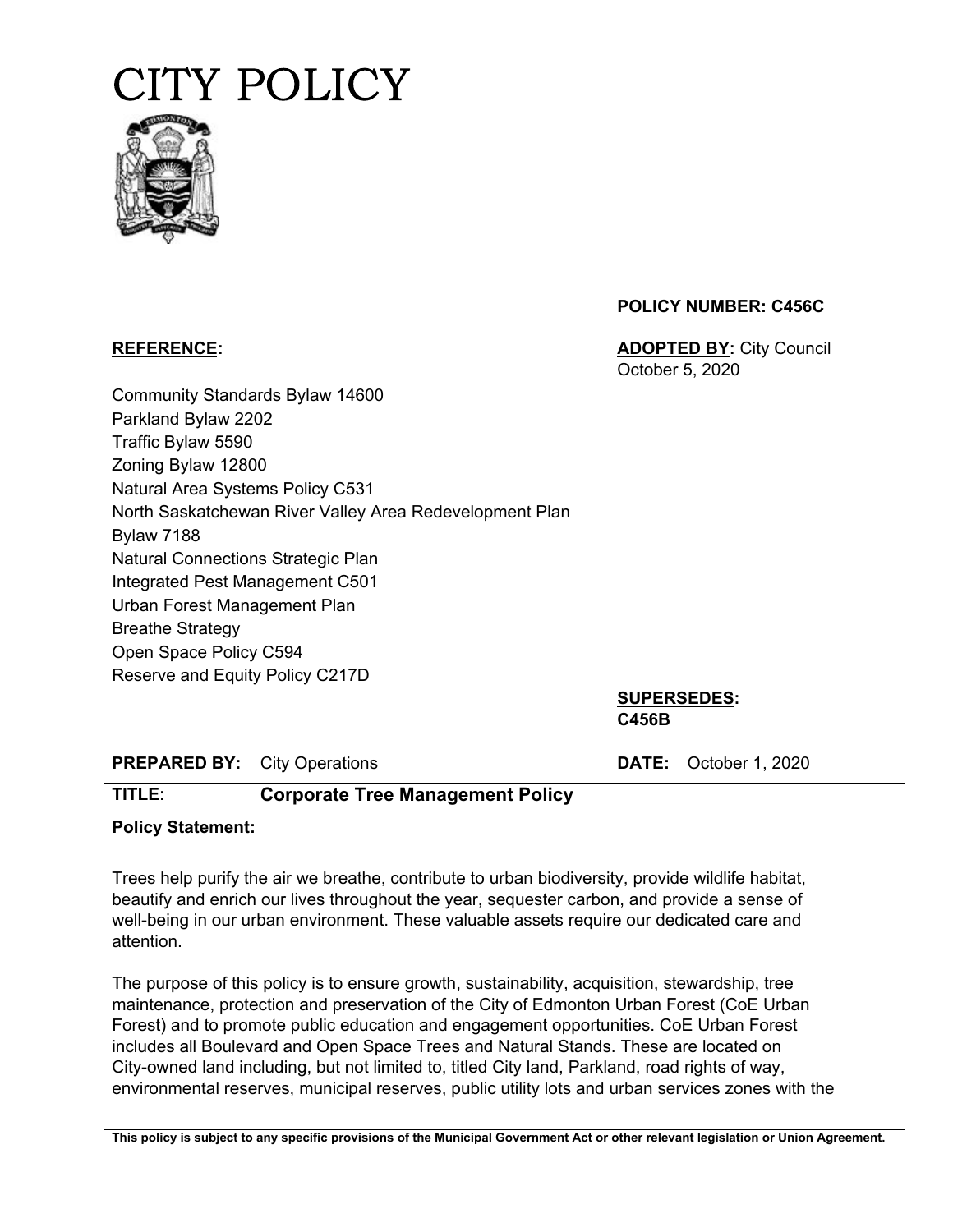# CITY POLICY

**POLICY NUMBER: C456C**

| **REFERENCE:** | **ADOPTED BY:** City Council October 5, 2020 |
|---|---|
| Community Standards Bylaw 14600<br>Parkland Bylaw 2202<br>Traffic Bylaw 5590<br>Zoning Bylaw 12800<br>Natural Area Systems Policy C531<br>North Saskatchewan River Valley Area Redevelopment Plan Bylaw 7188<br>Natural Connections Strategic Plan<br>Integrated Pest Management C501<br>Urban Forest Management Plan<br>Breathe Strategy<br>Open Space Policy C594<br>Reserve and Equity Policy C217D | **SUPERSEDES:** **C456B** |

| **PREPARED BY:** City Operations | **DATE:** October 1, 2020 |
|---|---|

**TITLE:** **Corporate Tree Management Policy**

**Policy Statement:**

Trees help purify the air we breathe, contribute to urban biodiversity, provide wildlife habitat, beautify and enrich our lives throughout the year, sequester carbon, and provide a sense of well-being in our urban environment. These valuable assets require our dedicated care and attention.

The purpose of this policy is to ensure growth, sustainability, acquisition, stewardship, tree maintenance, protection and preservation of the City of Edmonton Urban Forest (CoE Urban Forest) and to promote public education and engagement opportunities. CoE Urban Forest includes all Boulevard and Open Space Trees and Natural Stands. These are located on City-owned land including, but not limited to, titled City land, Parkland, road rights of way, environmental reserves, municipal reserves, public utility lots and urban services zones with the

**This policy is subject to any specific provisions of the Municipal Government Act or other relevant legislation or Union Agreement.**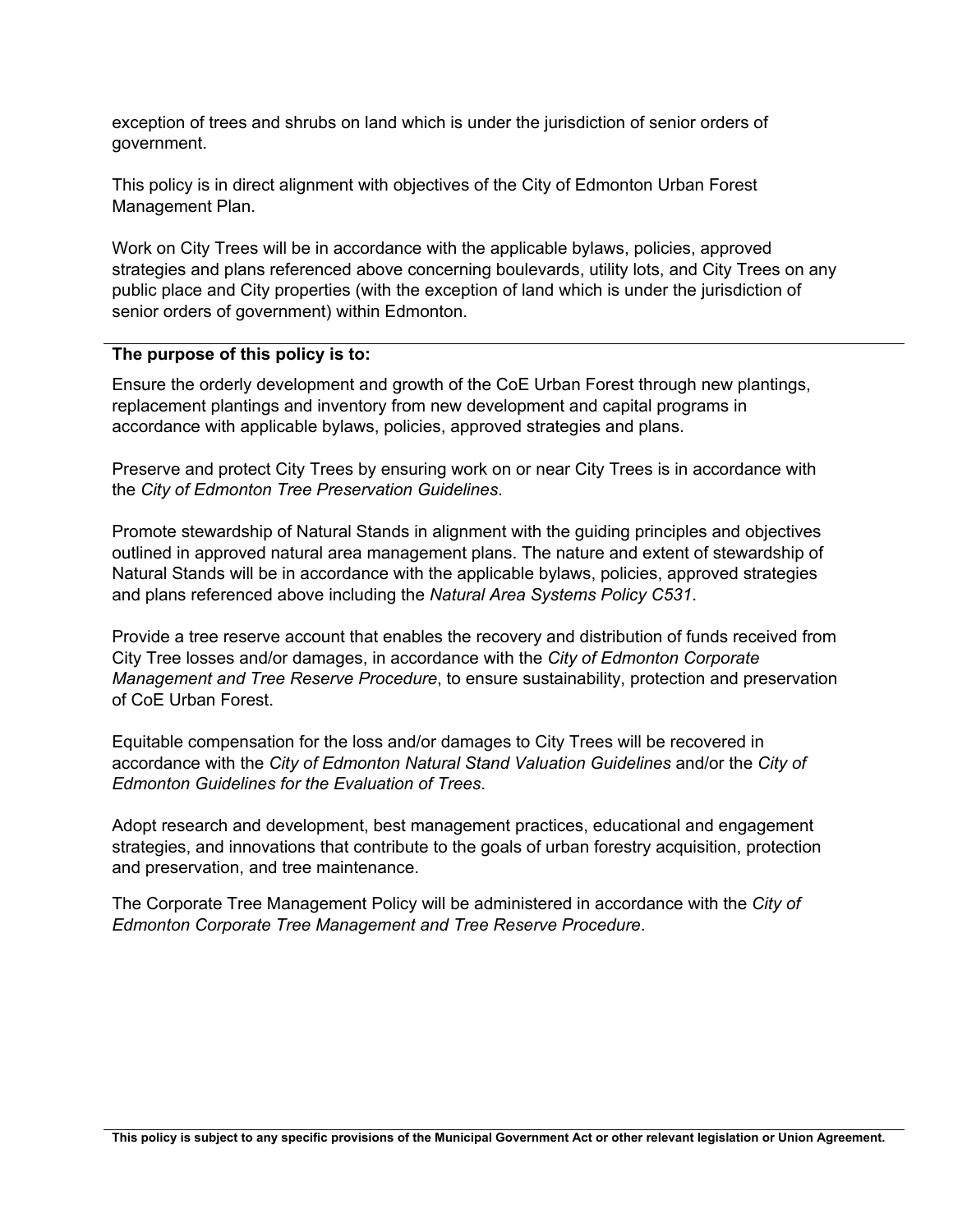exception of trees and shrubs on land which is under the jurisdiction of senior orders of government.

This policy is in direct alignment with objectives of the City of Edmonton Urban Forest Management Plan.

Work on City Trees will be in accordance with the applicable bylaws, policies, approved strategies and plans referenced above concerning boulevards, utility lots, and City Trees on any public place and City properties (with the exception of land which is under the jurisdiction of senior orders of government) within Edmonton.

---

**The purpose of this policy is to:**

Ensure the orderly development and growth of the CoE Urban Forest through new plantings, replacement plantings and inventory from new development and capital programs in accordance with applicable bylaws, policies, approved strategies and plans.

Preserve and protect City Trees by ensuring work on or near City Trees is in accordance with the *City of Edmonton Tree Preservation Guidelines*.

Promote stewardship of Natural Stands in alignment with the guiding principles and objectives outlined in approved natural area management plans. The nature and extent of stewardship of Natural Stands will be in accordance with the applicable bylaws, policies, approved strategies and plans referenced above including the *Natural Area Systems Policy C531*.

Provide a tree reserve account that enables the recovery and distribution of funds received from City Tree losses and/or damages, in accordance with the *City of Edmonton Corporate Management and Tree Reserve Procedure*, to ensure sustainability, protection and preservation of CoE Urban Forest.

Equitable compensation for the loss and/or damages to City Trees will be recovered in accordance with the *City of Edmonton Natural Stand Valuation Guidelines* and/or the *City of Edmonton Guidelines for the Evaluation of Trees*.

Adopt research and development, best management practices, educational and engagement strategies, and innovations that contribute to the goals of urban forestry acquisition, protection and preservation, and tree maintenance.

The Corporate Tree Management Policy will be administered in accordance with the *City of Edmonton Corporate Tree Management and Tree Reserve Procedure*.

**This policy is subject to any specific provisions of the Municipal Government Act or other relevant legislation or Union Agreement.**